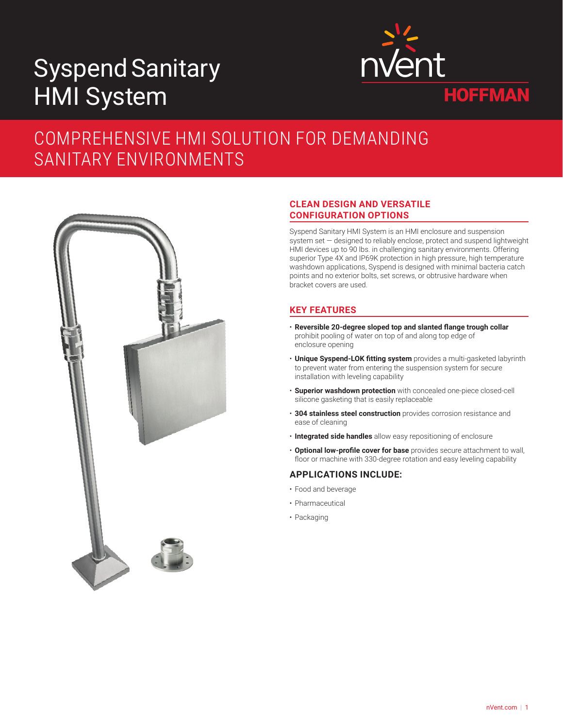# Syspend Sanitary HMI System

nVent HOFFMAN

## COMPREHENSIVE HMI SOLUTION FOR DEMANDING SANITARY ENVIRONMENTS

### CLEAN DESIGN AND VERSATILE CONFIGURATION OPTIONS

Syspend Sanitary HMI System is an HMI enclosure and suspension system set — designed to reliably enclose, protect and suspend lightweight HMI devices up to 90 lbs. in challenging sanitary environments. Offering superior Type 4X and IP69K protection in high pressure, high temperature washdown applications, Syspend is designed with minimal bacteria catch points and no exterior bolts, set screws, or obtrusive hardware when bracket covers are used.

### KEY FEATURES

- **Reversible 20-degree sloped top and slanted flange trough collar** prohibit pooling of water on top of and along top edge of enclosure opening
- **Unique Syspend-LOK fitting system** provides a multi-gasketed labyrinth to prevent water from entering the suspension system for secure installation with leveling capability
- **Superior washdown protection** with concealed one-piece closed-cell silicone gasketing that is easily replaceable
- **304 stainless steel construction** provides corrosion resistance and ease of cleaning
- **Integrated side handles** allow easy repositioning of enclosure
- **Optional low-profile cover for base** provides secure attachment to wall, floor or machine with 330-degree rotation and easy leveling capability

### APPLICATIONS INCLUDE:

- Food and beverage
- Pharmaceutical
- Packaging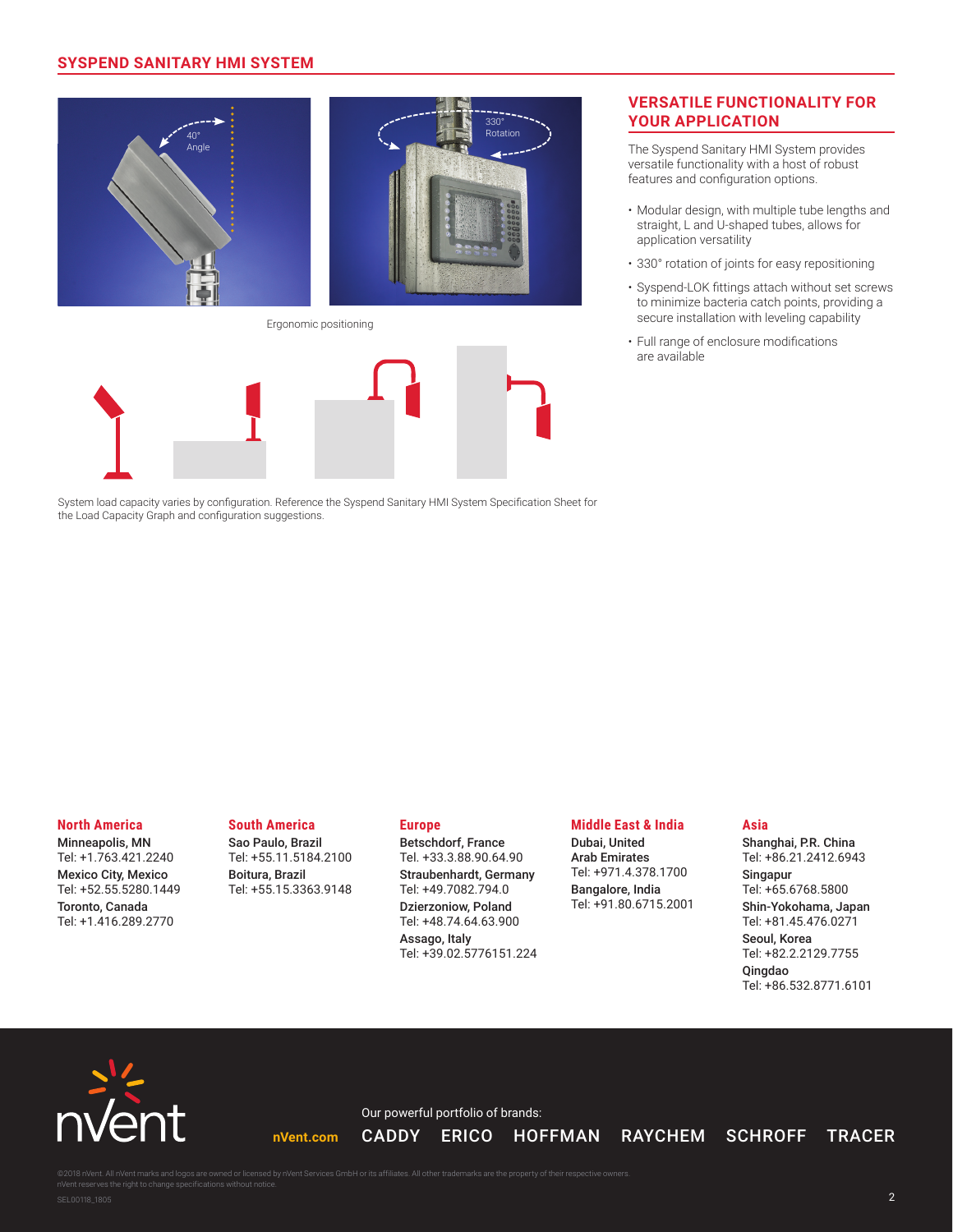## SYSPEND SANITARY HMI SYSTEM

40° Angle

330° Rotation

Ergonomic positioning

System load capacity varies by configuration. Reference the Syspend Sanitary HMI System Specification Sheet for the Load Capacity Graph and configuration suggestions.

## VERSATILE FUNCTIONALITY FOR YOUR APPLICATION

The Syspend Sanitary HMI System provides versatile functionality with a host of robust features and configuration options.

- Modular design, with multiple tube lengths and straight, L and U-shaped tubes, allows for application versatility
- 330° rotation of joints for easy repositioning
- Syspend-LOK fittings attach without set screws to minimize bacteria catch points, providing a secure installation with leveling capability
- Full range of enclosure modifications are available

### North America

**Minneapolis, MN**
Tel: +1.763.421.2240

**Mexico City, Mexico**
Tel: +52.55.5280.1449

**Toronto, Canada**
Tel: +1.416.289.2770

### South America

**Sao Paulo, Brazil**
Tel: +55.11.5184.2100

**Boitura, Brazil**
Tel: +55.15.3363.9148

### Europe

**Betschdorf, France**
Tel. +33.3.88.90.64.90

**Straubenhardt, Germany**
Tel: +49.7082.794.0

**Dzierzoniow, Poland**
Tel: +48.74.64.63.900

**Assago, Italy**
Tel: +39.02.5776151.224

### Middle East & India

**Dubai, United Arab Emirates**
Tel: +971.4.378.1700

**Bangalore, India**
Tel: +91.80.6715.2001

### Asia

**Shanghai, P.R. China**
Tel: +86.21.2412.6943

**Singapur**
Tel: +65.6768.5800

**Shin-Yokohama, Japan**
Tel: +81.45.476.0271

**Seoul, Korea**
Tel: +82.2.2129.7755

**Qingdao**
Tel: +86.532.8771.6101

nVent

**nVent.com**

Our powerful portfolio of brands:

CADDY ERICO HOFFMAN RAYCHEM SCHROFF TRACER

©2018 nVent. All nVent marks and logos are owned or licensed by nVent Services GmbH or its affiliates. All other trademarks are the property of their respective owners. nVent reserves the right to change specifications without notice.

SEL00118_1805